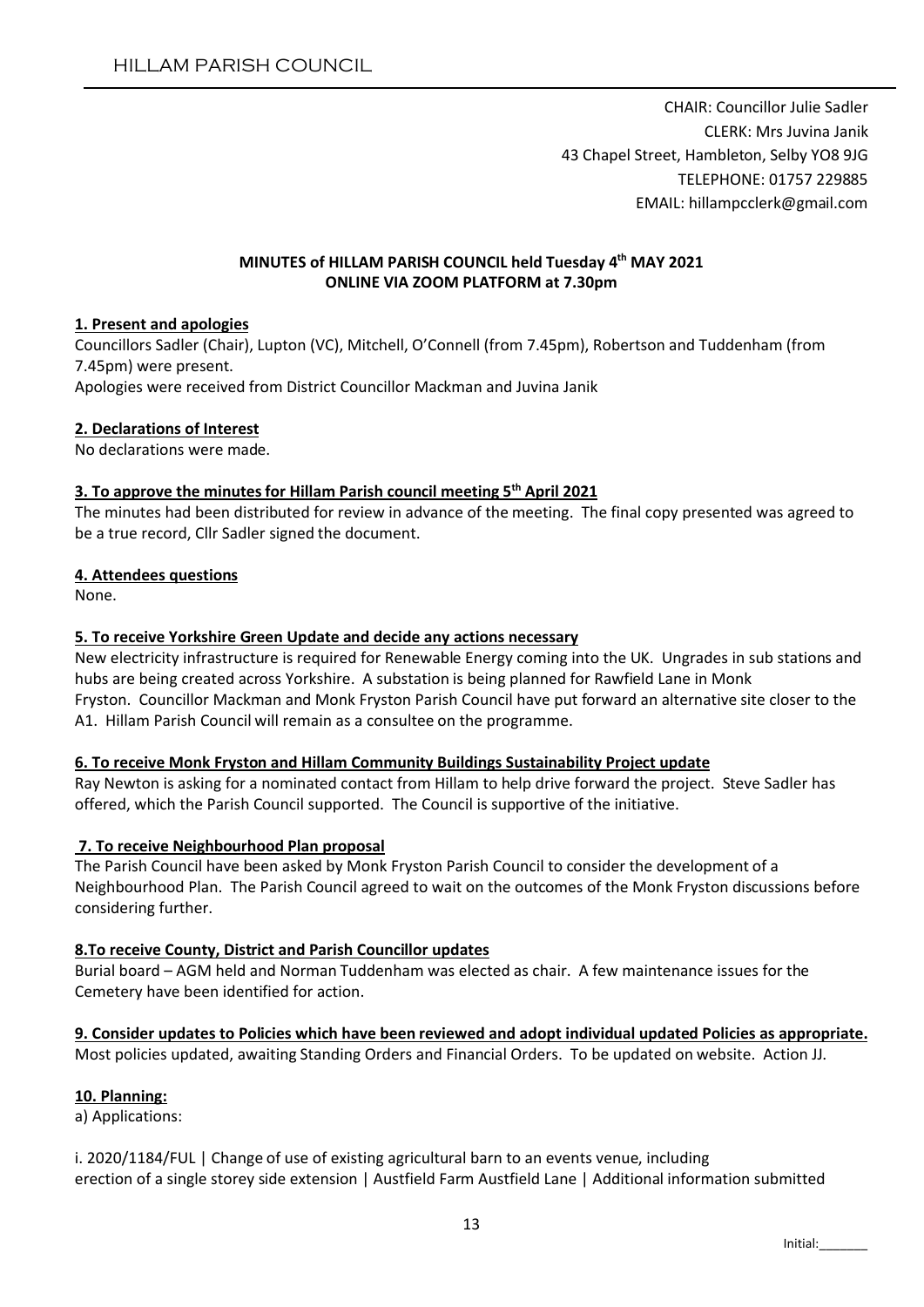# HILLAM PARISH COUNCIL

CHAIR: Councillor Julie Sadler
CLERK: Mrs Juvina Janik
43 Chapel Street, Hambleton, Selby YO8 9JG
TELEPHONE: 01757 229885
EMAIL: hillampcclerk@gmail.com

**MINUTES of HILLAM PARISH COUNCIL held Tuesday 4th MAY 2021**
**ONLINE VIA ZOOM PLATFORM at 7.30pm**

**1. Present and apologies**

Councillors Sadler (Chair), Lupton (VC), Mitchell, O'Connell (from 7.45pm), Robertson and Tuddenham (from 7.45pm) were present.

Apologies were received from District Councillor Mackman and Juvina Janik

**2. Declarations of Interest**

No declarations were made.

**3. To approve the minutes for Hillam Parish council meeting 5th April 2021**

The minutes had been distributed for review in advance of the meeting. The final copy presented was agreed to be a true record, Cllr Sadler signed the document.

**4. Attendees questions**

None.

**5. To receive Yorkshire Green Update and decide any actions necessary**

New electricity infrastructure is required for Renewable Energy coming into the UK. Ungrades in sub stations and hubs are being created across Yorkshire. A substation is being planned for Rawfield Lane in Monk Fryston. Councillor Mackman and Monk Fryston Parish Council have put forward an alternative site closer to the A1. Hillam Parish Council will remain as a consultee on the programme.

**6. To receive Monk Fryston and Hillam Community Buildings Sustainability Project update**

Ray Newton is asking for a nominated contact from Hillam to help drive forward the project. Steve Sadler has offered, which the Parish Council supported. The Council is supportive of the initiative.

**7. To receive Neighbourhood Plan proposal**

The Parish Council have been asked by Monk Fryston Parish Council to consider the development of a Neighbourhood Plan. The Parish Council agreed to wait on the outcomes of the Monk Fryston discussions before considering further.

**8.To receive County, District and Parish Councillor updates**

Burial board – AGM held and Norman Tuddenham was elected as chair. A few maintenance issues for the Cemetery have been identified for action.

**9. Consider updates to Policies which have been reviewed and adopt individual updated Policies as appropriate.**

Most policies updated, awaiting Standing Orders and Financial Orders. To be updated on website. Action JJ.

**10. Planning:**

a) Applications:

i. 2020/1184/FUL | Change of use of existing agricultural barn to an events venue, including erection of a single storey side extension | Austfield Farm Austfield Lane | Additional information submitted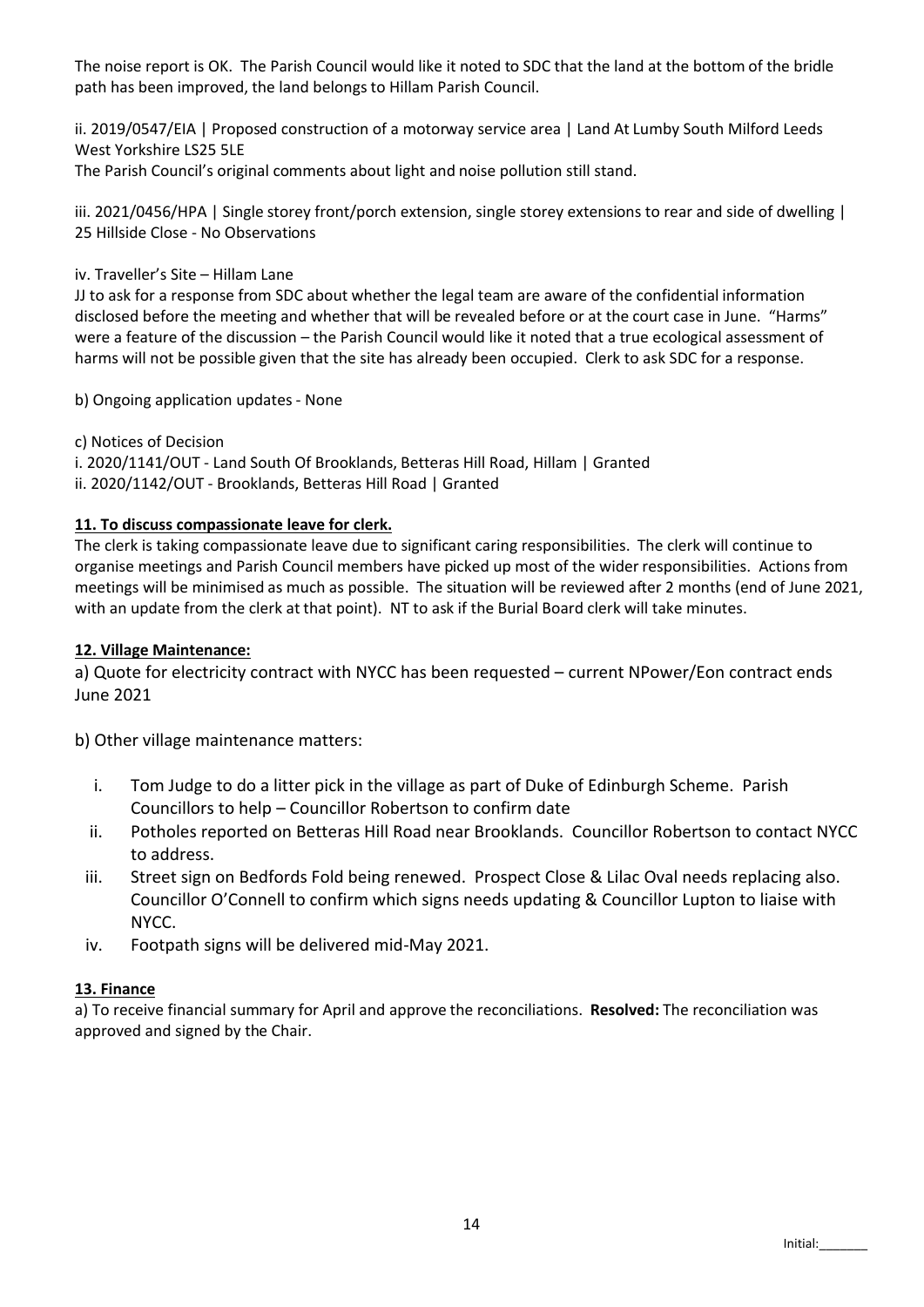The noise report is OK. The Parish Council would like it noted to SDC that the land at the bottom of the bridle path has been improved, the land belongs to Hillam Parish Council.

ii. 2019/0547/EIA | Proposed construction of a motorway service area | Land At Lumby South Milford Leeds West Yorkshire LS25 5LE
The Parish Council's original comments about light and noise pollution still stand.

iii. 2021/0456/HPA | Single storey front/porch extension, single storey extensions to rear and side of dwelling | 25 Hillside Close - No Observations

iv. Traveller's Site – Hillam Lane
JJ to ask for a response from SDC about whether the legal team are aware of the confidential information disclosed before the meeting and whether that will be revealed before or at the court case in June. "Harms" were a feature of the discussion – the Parish Council would like it noted that a true ecological assessment of harms will not be possible given that the site has already been occupied. Clerk to ask SDC for a response.

b) Ongoing application updates - None

c) Notices of Decision
i. 2020/1141/OUT - Land South Of Brooklands, Betteras Hill Road, Hillam | Granted
ii. 2020/1142/OUT - Brooklands, Betteras Hill Road | Granted

**11. To discuss compassionate leave for clerk.**

The clerk is taking compassionate leave due to significant caring responsibilities. The clerk will continue to organise meetings and Parish Council members have picked up most of the wider responsibilities. Actions from meetings will be minimised as much as possible. The situation will be reviewed after 2 months (end of June 2021, with an update from the clerk at that point). NT to ask if the Burial Board clerk will take minutes.

**12. Village Maintenance:**

a) Quote for electricity contract with NYCC has been requested – current NPower/Eon contract ends June 2021

b) Other village maintenance matters:

i. Tom Judge to do a litter pick in the village as part of Duke of Edinburgh Scheme. Parish Councillors to help – Councillor Robertson to confirm date
ii. Potholes reported on Betteras Hill Road near Brooklands. Councillor Robertson to contact NYCC to address.
iii. Street sign on Bedfords Fold being renewed. Prospect Close & Lilac Oval needs replacing also. Councillor O'Connell to confirm which signs needs updating & Councillor Lupton to liaise with NYCC.
iv. Footpath signs will be delivered mid-May 2021.

**13. Finance**

a) To receive financial summary for April and approve the reconciliations. **Resolved:** The reconciliation was approved and signed by the Chair.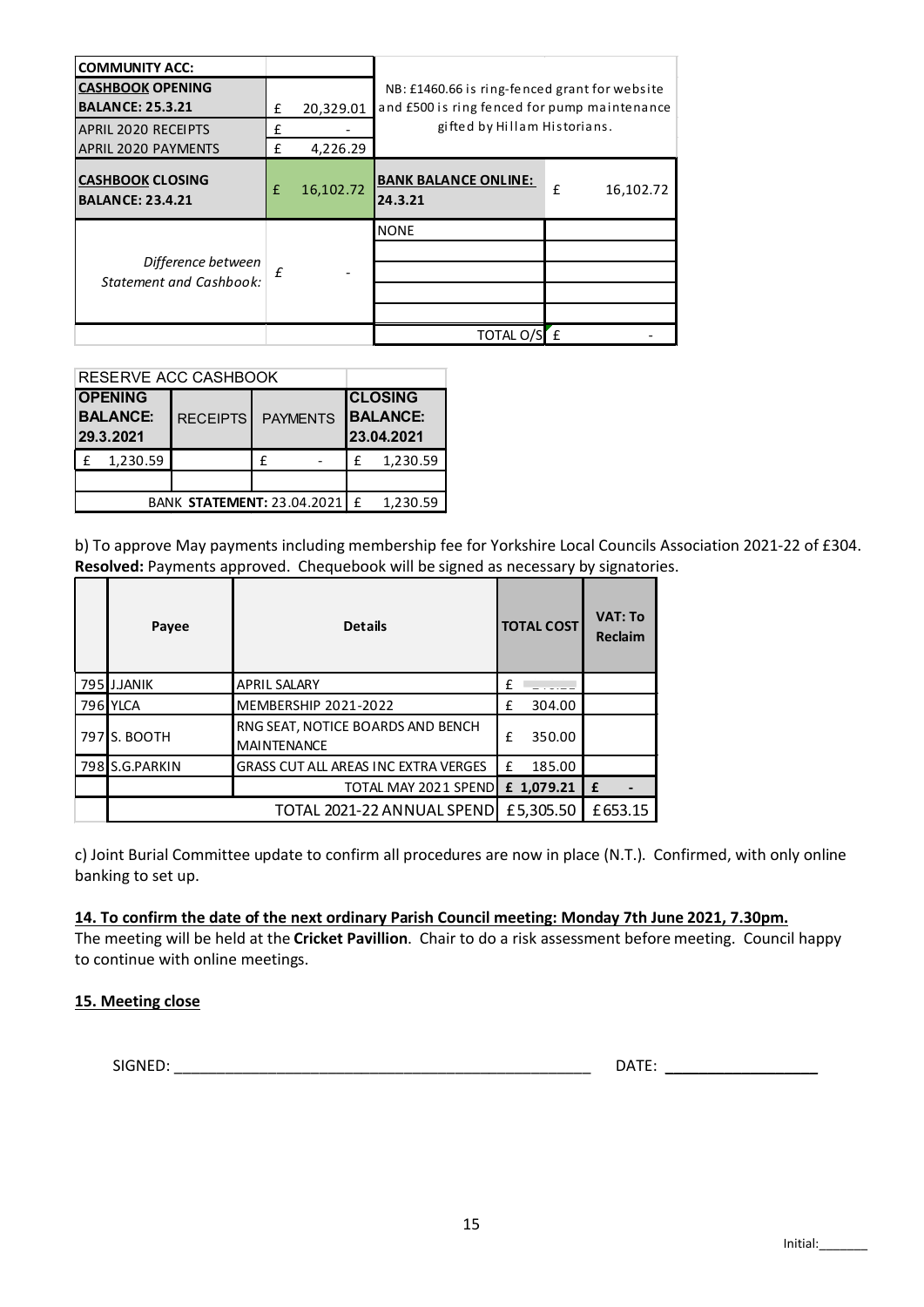| COMMUNITY ACC: | | NB: £1460.66 is ring-fenced grant for website and £500 is ring fenced for pump maintenance gifted by Hillam Historians. | |
|---|---|---|---|
| **CASHBOOK OPENING BALANCE: 25.3.21** | £ 20,329.01 | | |
| APRIL 2020 RECEIPTS | £ - | | |
| APRIL 2020 PAYMENTS | £ 4,226.29 | | |
| **CASHBOOK CLOSING BALANCE: 23.4.21** | £ 16,102.72 | **BANK BALANCE ONLINE: 24.3.21** | £ 16,102.72 |
| *Difference between Statement and Cashbook:* | *£* - | NONE | |
| | | | |
| | | | |
| | | | |
| | | | |
| | | TOTAL O/S | £ - |

| RESERVE ACC CASHBOOK | | | |
|---|---|---|---|
| **OPENING BALANCE: 29.3.2021** | RECEIPTS | PAYMENTS | **CLOSING BALANCE: 23.04.2021** |
| £ 1,230.59 | | £ - | £ 1,230.59 |
| | | | |
| BANK **STATEMENT:** 23.04.2021 | | | £ 1,230.59 |

b) To approve May payments including membership fee for Yorkshire Local Councils Association 2021-22 of £304.
**Resolved:** Payments approved. Chequebook will be signed as necessary by signatories.

| | Payee | Details | TOTAL COST | VAT: To Reclaim |
|---|---|---|---|---|
| 795 | J.JANIK | APRIL SALARY | £ | |
| 796 | YLCA | MEMBERSHIP 2021-2022 | £ 304.00 | |
| 797 | S. BOOTH | RNG SEAT, NOTICE BOARDS AND BENCH MAINTENANCE | £ 350.00 | |
| 798 | S.G.PARKIN | GRASS CUT ALL AREAS INC EXTRA VERGES | £ 185.00 | |
| | | TOTAL MAY 2021 SPEND | **£ 1,079.21** | **£ -** |
| | | TOTAL 2021-22 ANNUAL SPEND | £5,305.50 | £653.15 |

c) Joint Burial Committee update to confirm all procedures are now in place (N.T.). Confirmed, with only online banking to set up.

**14. To confirm the date of the next ordinary Parish Council meeting: Monday 7th June 2021, 7.30pm.**

The meeting will be held at the **Cricket Pavillion**. Chair to do a risk assessment before meeting. Council happy to continue with online meetings.

**15. Meeting close**

SIGNED: ______________________________ DATE: ________________

Initial:______